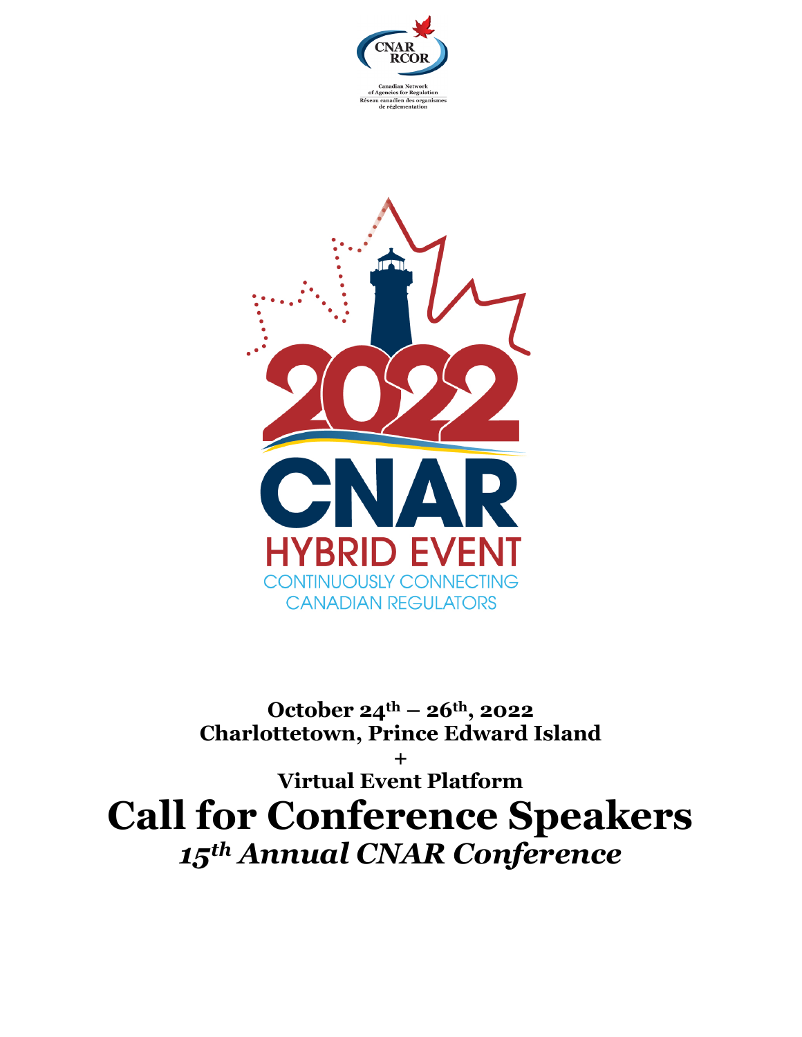Canadian Network of Agencies for Regulation
Réseau canadien des organismes de réglementation

2022 CNAR

HYBRID EVENT

CONTINUOUSLY CONNECTING CANADIAN REGULATORS

**October 24th – 26th, 2022**
**Charlottetown, Prince Edward Island**
**+**
**Virtual Event Platform**

# Call for Conference Speakers

## *15th Annual CNAR Conference*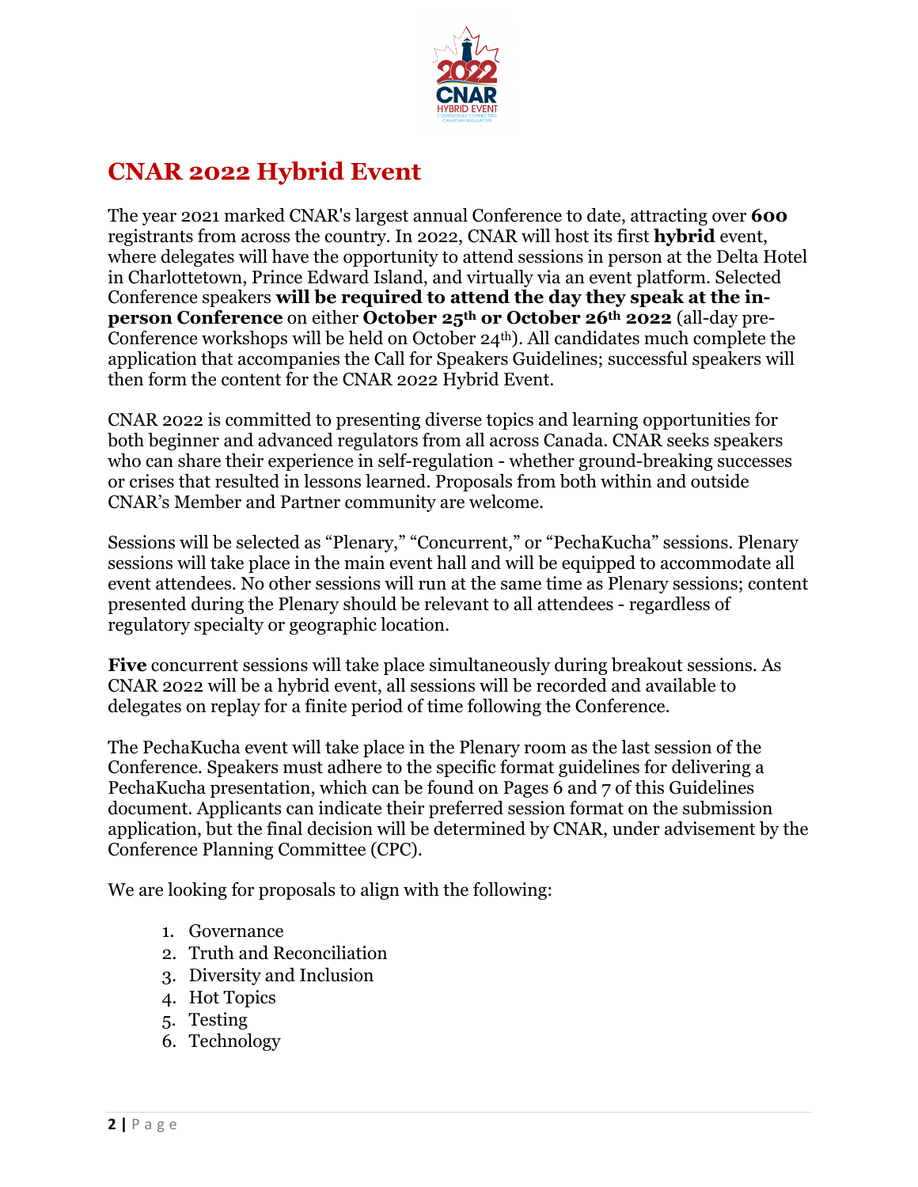# CNAR 2022 Hybrid Event

The year 2021 marked CNAR's largest annual Conference to date, attracting over **600** registrants from across the country. In 2022, CNAR will host its first **hybrid** event, where delegates will have the opportunity to attend sessions in person at the Delta Hotel in Charlottetown, Prince Edward Island, and virtually via an event platform. Selected Conference speakers **will be required to attend the day they speak at the in-person Conference** on either **October 25th or October 26th 2022** (all-day pre-Conference workshops will be held on October 24th). All candidates much complete the application that accompanies the Call for Speakers Guidelines; successful speakers will then form the content for the CNAR 2022 Hybrid Event.

CNAR 2022 is committed to presenting diverse topics and learning opportunities for both beginner and advanced regulators from all across Canada. CNAR seeks speakers who can share their experience in self-regulation - whether ground-breaking successes or crises that resulted in lessons learned. Proposals from both within and outside CNAR's Member and Partner community are welcome.

Sessions will be selected as "Plenary," "Concurrent," or "PechaKucha" sessions. Plenary sessions will take place in the main event hall and will be equipped to accommodate all event attendees. No other sessions will run at the same time as Plenary sessions; content presented during the Plenary should be relevant to all attendees - regardless of regulatory specialty or geographic location.

**Five** concurrent sessions will take place simultaneously during breakout sessions. As CNAR 2022 will be a hybrid event, all sessions will be recorded and available to delegates on replay for a finite period of time following the Conference.

The PechaKucha event will take place in the Plenary room as the last session of the Conference. Speakers must adhere to the specific format guidelines for delivering a PechaKucha presentation, which can be found on Pages 6 and 7 of this Guidelines document. Applicants can indicate their preferred session format on the submission application, but the final decision will be determined by CNAR, under advisement by the Conference Planning Committee (CPC).

We are looking for proposals to align with the following:

1. Governance
2. Truth and Reconciliation
3. Diversity and Inclusion
4. Hot Topics
5. Testing
6. Technology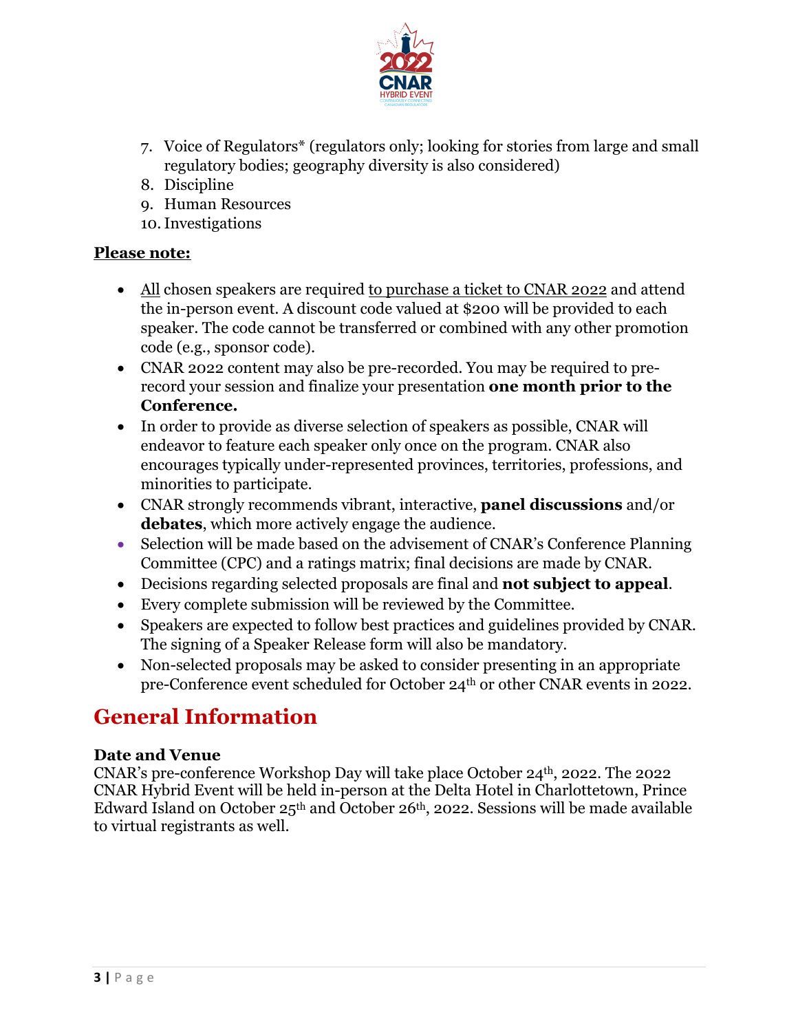7. Voice of Regulators* (regulators only; looking for stories from large and small regulatory bodies; geography diversity is also considered)
8. Discipline
9. Human Resources
10. Investigations

**Please note:**

- All chosen speakers are required to purchase a ticket to CNAR 2022 and attend the in-person event. A discount code valued at $200 will be provided to each speaker. The code cannot be transferred or combined with any other promotion code (e.g., sponsor code).
- CNAR 2022 content may also be pre-recorded. You may be required to pre-record your session and finalize your presentation **one month prior to the Conference.**
- In order to provide as diverse selection of speakers as possible, CNAR will endeavor to feature each speaker only once on the program. CNAR also encourages typically under-represented provinces, territories, professions, and minorities to participate.
- CNAR strongly recommends vibrant, interactive, **panel discussions** and/or **debates**, which more actively engage the audience.
- Selection will be made based on the advisement of CNAR's Conference Planning Committee (CPC) and a ratings matrix; final decisions are made by CNAR.
- Decisions regarding selected proposals are final and **not subject to appeal**.
- Every complete submission will be reviewed by the Committee.
- Speakers are expected to follow best practices and guidelines provided by CNAR. The signing of a Speaker Release form will also be mandatory.
- Non-selected proposals may be asked to consider presenting in an appropriate pre-Conference event scheduled for October 24th or other CNAR events in 2022.

## General Information

**Date and Venue**

CNAR's pre-conference Workshop Day will take place October 24th, 2022. The 2022 CNAR Hybrid Event will be held in-person at the Delta Hotel in Charlottetown, Prince Edward Island on October 25th and October 26th, 2022. Sessions will be made available to virtual registrants as well.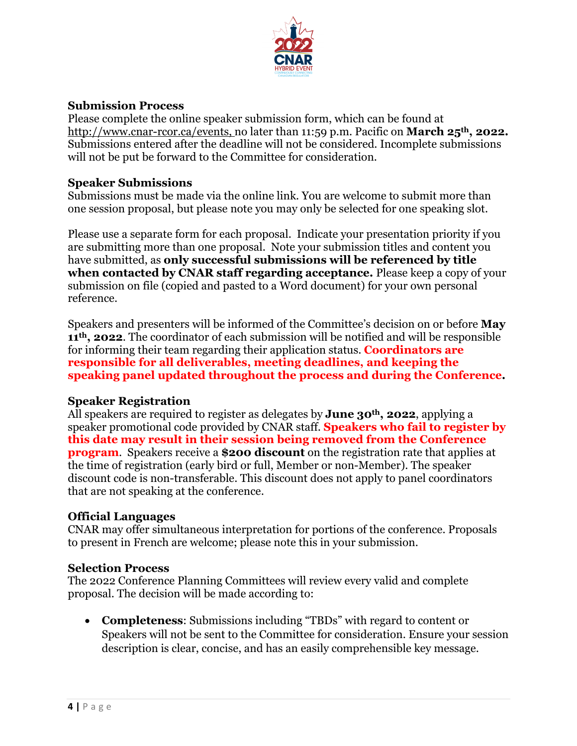### Submission Process

Please complete the online speaker submission form, which can be found at http://www.cnar-rcor.ca/events, no later than 11:59 p.m. Pacific on **March 25th, 2022.** Submissions entered after the deadline will not be considered. Incomplete submissions will not be put be forward to the Committee for consideration.

### Speaker Submissions

Submissions must be made via the online link. You are welcome to submit more than one session proposal, but please note you may only be selected for one speaking slot.

Please use a separate form for each proposal. Indicate your presentation priority if you are submitting more than one proposal. Note your submission titles and content you have submitted, as **only successful submissions will be referenced by title when contacted by CNAR staff regarding acceptance.** Please keep a copy of your submission on file (copied and pasted to a Word document) for your own personal reference.

Speakers and presenters will be informed of the Committee's decision on or before **May 11th, 2022**. The coordinator of each submission will be notified and will be responsible for informing their team regarding their application status. **Coordinators are responsible for all deliverables, meeting deadlines, and keeping the speaking panel updated throughout the process and during the Conference.**

### Speaker Registration

All speakers are required to register as delegates by **June 30th, 2022**, applying a speaker promotional code provided by CNAR staff. **Speakers who fail to register by this date may result in their session being removed from the Conference program**. Speakers receive a **$200 discount** on the registration rate that applies at the time of registration (early bird or full, Member or non-Member). The speaker discount code is non-transferable. This discount does not apply to panel coordinators that are not speaking at the conference.

### Official Languages

CNAR may offer simultaneous interpretation for portions of the conference. Proposals to present in French are welcome; please note this in your submission.

### Selection Process

The 2022 Conference Planning Committees will review every valid and complete proposal. The decision will be made according to:

- **Completeness**: Submissions including "TBDs" with regard to content or Speakers will not be sent to the Committee for consideration. Ensure your session description is clear, concise, and has an easily comprehensible key message.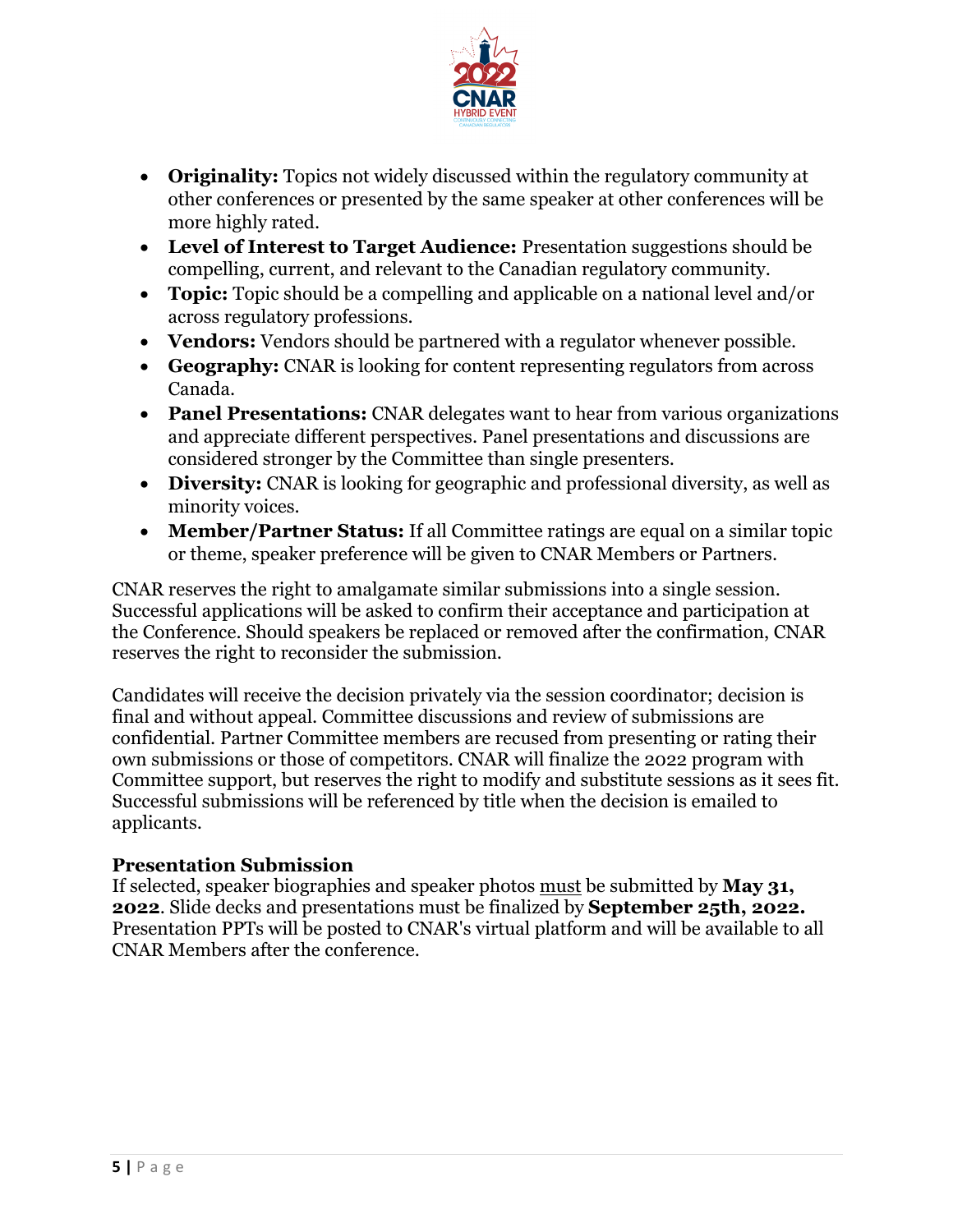- **Originality:** Topics not widely discussed within the regulatory community at other conferences or presented by the same speaker at other conferences will be more highly rated.
- **Level of Interest to Target Audience:** Presentation suggestions should be compelling, current, and relevant to the Canadian regulatory community.
- **Topic:** Topic should be a compelling and applicable on a national level and/or across regulatory professions.
- **Vendors:** Vendors should be partnered with a regulator whenever possible.
- **Geography:** CNAR is looking for content representing regulators from across Canada.
- **Panel Presentations:** CNAR delegates want to hear from various organizations and appreciate different perspectives. Panel presentations and discussions are considered stronger by the Committee than single presenters.
- **Diversity:** CNAR is looking for geographic and professional diversity, as well as minority voices.
- **Member/Partner Status:** If all Committee ratings are equal on a similar topic or theme, speaker preference will be given to CNAR Members or Partners.

CNAR reserves the right to amalgamate similar submissions into a single session. Successful applications will be asked to confirm their acceptance and participation at the Conference. Should speakers be replaced or removed after the confirmation, CNAR reserves the right to reconsider the submission.

Candidates will receive the decision privately via the session coordinator; decision is final and without appeal. Committee discussions and review of submissions are confidential. Partner Committee members are recused from presenting or rating their own submissions or those of competitors. CNAR will finalize the 2022 program with Committee support, but reserves the right to modify and substitute sessions as it sees fit. Successful submissions will be referenced by title when the decision is emailed to applicants.

**Presentation Submission**

If selected, speaker biographies and speaker photos must be submitted by **May 31, 2022**. Slide decks and presentations must be finalized by **September 25th, 2022.** Presentation PPTs will be posted to CNAR's virtual platform and will be available to all CNAR Members after the conference.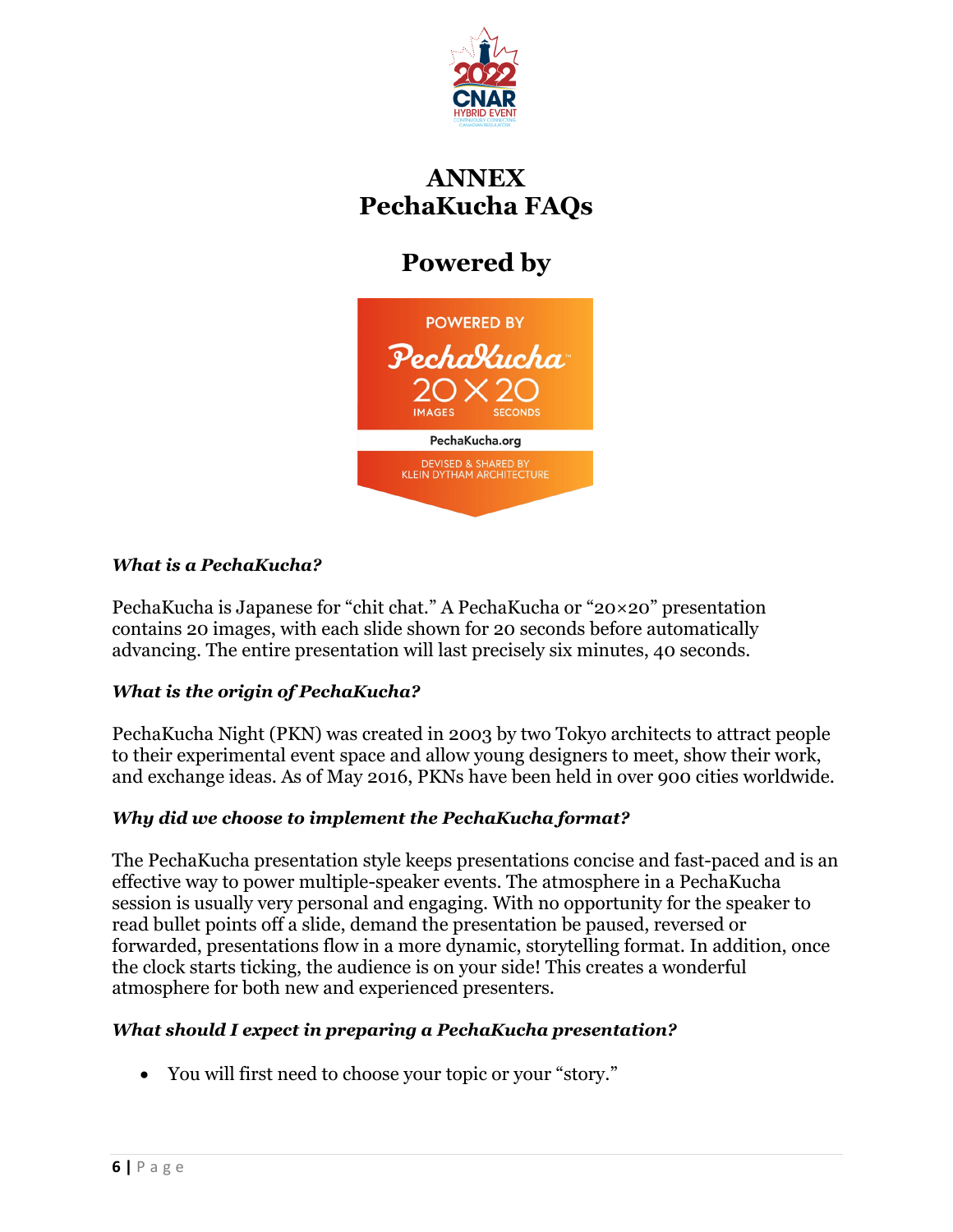# ANNEX
# PechaKucha FAQs

## Powered by

***What is a PechaKucha?***

PechaKucha is Japanese for "chit chat." A PechaKucha or "20×20" presentation contains 20 images, with each slide shown for 20 seconds before automatically advancing. The entire presentation will last precisely six minutes, 40 seconds.

***What is the origin of PechaKucha?***

PechaKucha Night (PKN) was created in 2003 by two Tokyo architects to attract people to their experimental event space and allow young designers to meet, show their work, and exchange ideas. As of May 2016, PKNs have been held in over 900 cities worldwide.

***Why did we choose to implement the PechaKucha format?***

The PechaKucha presentation style keeps presentations concise and fast-paced and is an effective way to power multiple-speaker events. The atmosphere in a PechaKucha session is usually very personal and engaging. With no opportunity for the speaker to read bullet points off a slide, demand the presentation be paused, reversed or forwarded, presentations flow in a more dynamic, storytelling format. In addition, once the clock starts ticking, the audience is on your side! This creates a wonderful atmosphere for both new and experienced presenters.

***What should I expect in preparing a PechaKucha presentation?***

- You will first need to choose your topic or your "story."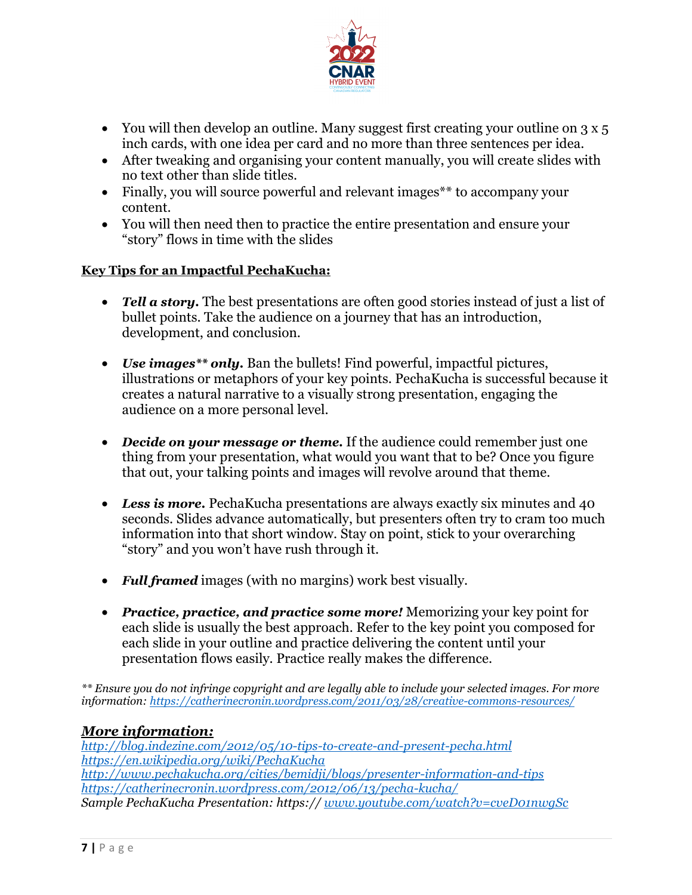- You will then develop an outline. Many suggest first creating your outline on 3 x 5 inch cards, with one idea per card and no more than three sentences per idea.
- After tweaking and organising your content manually, you will create slides with no text other than slide titles.
- Finally, you will source powerful and relevant images** to accompany your content.
- You will then need then to practice the entire presentation and ensure your "story" flows in time with the slides

**Key Tips for an Impactful PechaKucha:**

- ***Tell a story.*** The best presentations are often good stories instead of just a list of bullet points. Take the audience on a journey that has an introduction, development, and conclusion.

- ***Use images** only.*** Ban the bullets! Find powerful, impactful pictures, illustrations or metaphors of your key points. PechaKucha is successful because it creates a natural narrative to a visually strong presentation, engaging the audience on a more personal level.

- ***Decide on your message or theme.*** If the audience could remember just one thing from your presentation, what would you want that to be? Once you figure that out, your talking points and images will revolve around that theme.

- ***Less is more.*** PechaKucha presentations are always exactly six minutes and 40 seconds. Slides advance automatically, but presenters often try to cram too much information into that short window. Stay on point, stick to your overarching "story" and you won't have rush through it.

- ***Full framed*** images (with no margins) work best visually.

- ***Practice, practice, and practice some more!*** Memorizing your key point for each slide is usually the best approach. Refer to the key point you composed for each slide in your outline and practice delivering the content until your presentation flows easily. Practice really makes the difference.

*** Ensure you do not infringe copyright and are legally able to include your selected images. For more information: https://catherinecronin.wordpress.com/2011/03/28/creative-commons-resources/*

## ***More information:***

http://blog.indezine.com/2012/05/10-tips-to-create-and-present-pecha.html
https://en.wikipedia.org/wiki/PechaKucha
http://www.pechakucha.org/cities/bemidji/blogs/presenter-information-and-tips
https://catherinecronin.wordpress.com/2012/06/13/pecha-kucha/
*Sample PechaKucha Presentation: https:// www.youtube.com/watch?v=cveD01nwgSc*